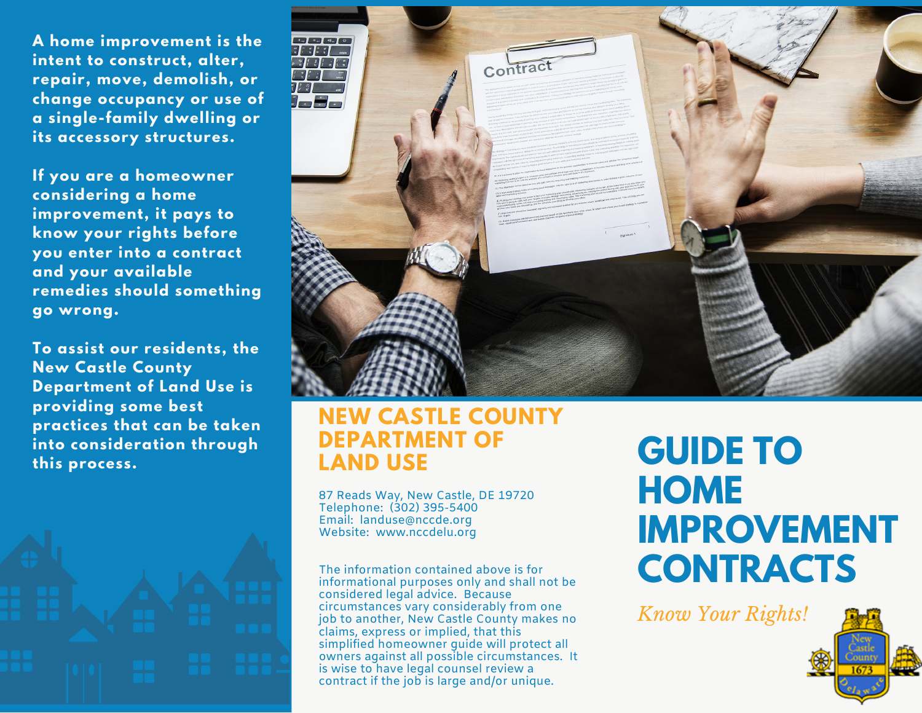A home improvement is the intent to construct, alter, repair, move, demolish, or change occupancy or use of a single-family dwelling or its accessory structures.

If you are a homeowner considering a home improvement, it pays to know your rights before you enter into a contract and your available remedies should something go wrong.

To assist our residents, the New Castle County Department of Land Use is providing some best practices that can be taken into consideration through this process.

## NEW CASTLE COUNTY DEPARTMENT OF LAND USE

87 Reads Way, New Castle, DE 19720
Telephone: (302) 395-5400
Email: landuse@nccde.org
Website: www.nccdelu.org

The information contained above is for informational purposes only and shall not be considered legal advice. Because circumstances vary considerably from one job to another, New Castle County makes no claims, express or implied, that this simplified homeowner guide will protect all owners against all possible circumstances. It is wise to have legal counsel review a contract if the job is large and/or unique.

# GUIDE TO HOME IMPROVEMENT CONTRACTS

*Know Your Rights!*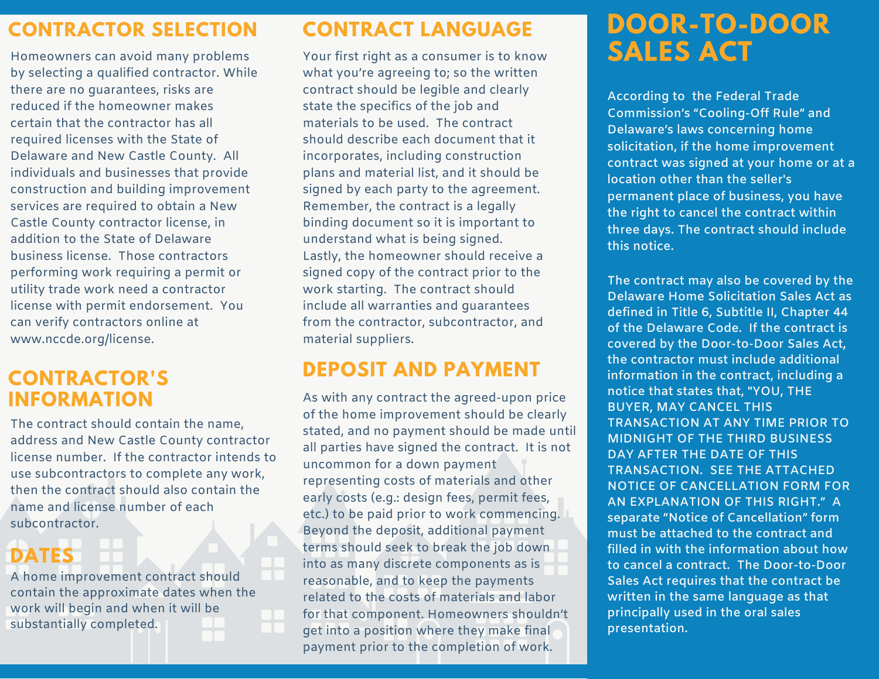## CONTRACTOR SELECTION

Homeowners can avoid many problems by selecting a qualified contractor. While there are no guarantees, risks are reduced if the homeowner makes certain that the contractor has all required licenses with the State of Delaware and New Castle County. All individuals and businesses that provide construction and building improvement services are required to obtain a New Castle County contractor license, in addition to the State of Delaware business license. Those contractors performing work requiring a permit or utility trade work need a contractor license with permit endorsement. You can verify contractors online at www.nccde.org/license.

## CONTRACTOR'S INFORMATION

The contract should contain the name, address and New Castle County contractor license number. If the contractor intends to use subcontractors to complete any work, then the contract should also contain the name and license number of each subcontractor.

## DATES

A home improvement contract should contain the approximate dates when the work will begin and when it will be substantially completed.

## CONTRACT LANGUAGE

Your first right as a consumer is to know what you're agreeing to; so the written contract should be legible and clearly state the specifics of the job and materials to be used. The contract should describe each document that it incorporates, including construction plans and material list, and it should be signed by each party to the agreement. Remember, the contract is a legally binding document so it is important to understand what is being signed. Lastly, the homeowner should receive a signed copy of the contract prior to the work starting. The contract should include all warranties and guarantees from the contractor, subcontractor, and material suppliers.

## DEPOSIT AND PAYMENT

As with any contract the agreed-upon price of the home improvement should be clearly stated, and no payment should be made until all parties have signed the contract. It is not uncommon for a down payment representing costs of materials and other early costs (e.g.: design fees, permit fees, etc.) to be paid prior to work commencing. Beyond the deposit, additional payment terms should seek to break the job down into as many discrete components as is reasonable, and to keep the payments related to the costs of materials and labor for that component. Homeowners shouldn't get into a position where they make final payment prior to the completion of work.

# DOOR-TO-DOOR SALES ACT

According to the Federal Trade Commission's "Cooling-Off Rule" and Delaware's laws concerning home solicitation, if the home improvement contract was signed at your home or at a location other than the seller's permanent place of business, you have the right to cancel the contract within three days. The contract should include this notice.

The contract may also be covered by the Delaware Home Solicitation Sales Act as defined in Title 6, Subtitle II, Chapter 44 of the Delaware Code. If the contract is covered by the Door-to-Door Sales Act, the contractor must include additional information in the contract, including a notice that states that, "YOU, THE BUYER, MAY CANCEL THIS TRANSACTION AT ANY TIME PRIOR TO MIDNIGHT OF THE THIRD BUSINESS DAY AFTER THE DATE OF THIS TRANSACTION. SEE THE ATTACHED NOTICE OF CANCELLATION FORM FOR AN EXPLANATION OF THIS RIGHT." A separate "Notice of Cancellation" form must be attached to the contract and filled in with the information about how to cancel a contract. The Door-to-Door Sales Act requires that the contract be written in the same language as that principally used in the oral sales presentation.